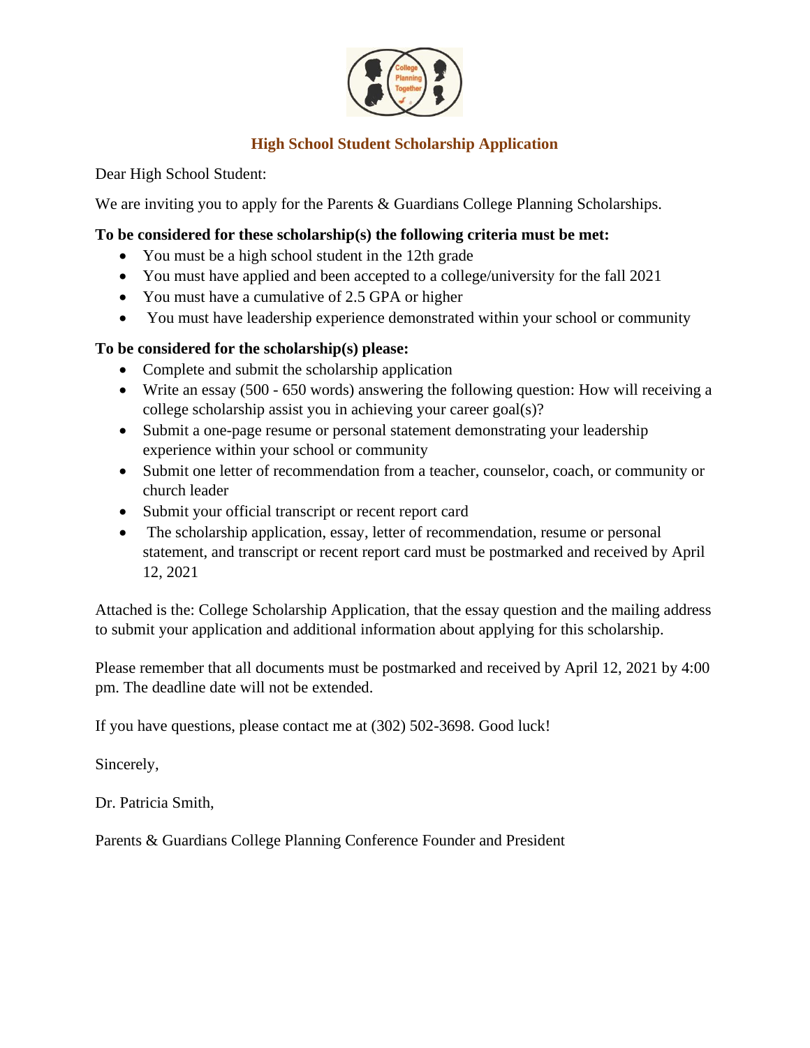## High School Student Scholarship Application

Dear High School Student:

We are inviting you to apply for the Parents & Guardians College Planning Scholarships.

**To be considered for these scholarship(s) the following criteria must be met:**

- You must be a high school student in the 12th grade
- You must have applied and been accepted to a college/university for the fall 2021
- You must have a cumulative of 2.5 GPA or higher
- You must have leadership experience demonstrated within your school or community

**To be considered for the scholarship(s) please:**

- Complete and submit the scholarship application
- Write an essay (500 - 650 words) answering the following question: How will receiving a college scholarship assist you in achieving your career goal(s)?
- Submit a one-page resume or personal statement demonstrating your leadership experience within your school or community
- Submit one letter of recommendation from a teacher, counselor, coach, or community or church leader
- Submit your official transcript or recent report card
- The scholarship application, essay, letter of recommendation, resume or personal statement, and transcript or recent report card must be postmarked and received by April 12, 2021

Attached is the: College Scholarship Application, that the essay question and the mailing address to submit your application and additional information about applying for this scholarship.

Please remember that all documents must be postmarked and received by April 12, 2021 by 4:00 pm. The deadline date will not be extended.

If you have questions, please contact me at (302) 502-3698. Good luck!

Sincerely,

Dr. Patricia Smith,

Parents & Guardians College Planning Conference Founder and President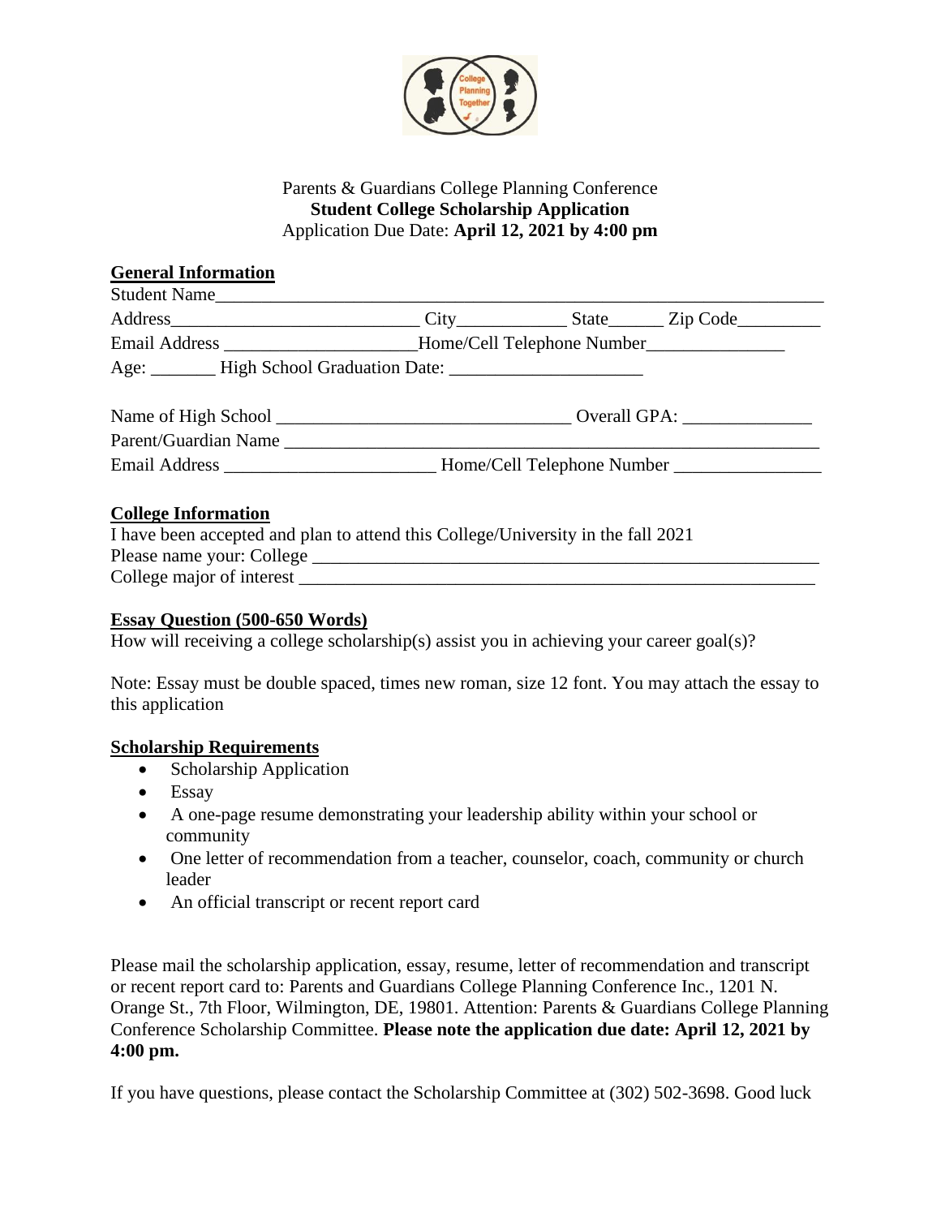Parents & Guardians College Planning Conference

**Student College Scholarship Application**

Application Due Date: **April 12, 2021 by 4:00 pm**

## General Information

Student Name_______________________________________________________________

Address___________________________ City____________ State______ Zip Code_________

Email Address _____________________Home/Cell Telephone Number_______________

Age: _______ High School Graduation Date: _____________________

Name of High School _______________________________ Overall GPA: ______________

Parent/Guardian Name ________________________________________________________

Email Address ______________________ Home/Cell Telephone Number ________________

## College Information

I have been accepted and plan to attend this College/University in the fall 2021

Please name your: College ______________________________________________________

College major of interest ________________________________________________________

## Essay Question (500-650 Words)

How will receiving a college scholarship(s) assist you in achieving your career goal(s)?

Note: Essay must be double spaced, times new roman, size 12 font. You may attach the essay to this application

## Scholarship Requirements

- Scholarship Application
- Essay
- A one-page resume demonstrating your leadership ability within your school or community
- One letter of recommendation from a teacher, counselor, coach, community or church leader
- An official transcript or recent report card

Please mail the scholarship application, essay, resume, letter of recommendation and transcript or recent report card to: Parents and Guardians College Planning Conference Inc., 1201 N. Orange St., 7th Floor, Wilmington, DE, 19801. Attention: Parents & Guardians College Planning Conference Scholarship Committee. **Please note the application due date: April 12, 2021 by 4:00 pm.**

If you have questions, please contact the Scholarship Committee at (302) 502-3698. Good luck